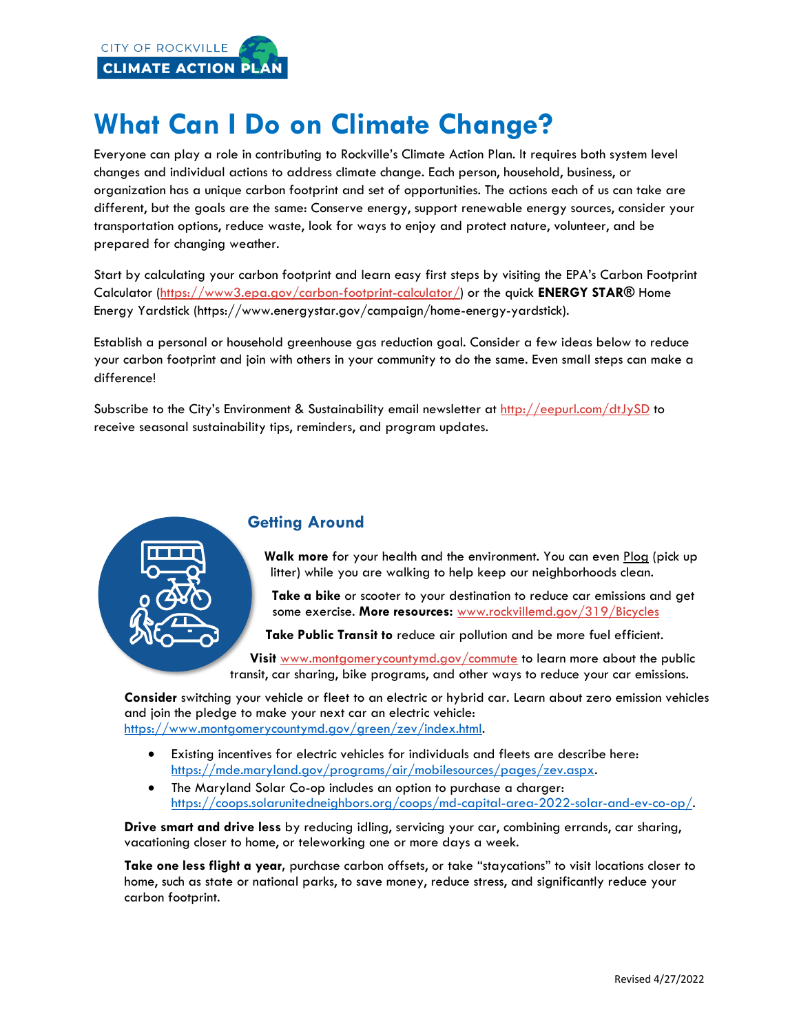CITY OF ROCKVILLE
CLIMATE ACTION PLAN

# What Can I Do on Climate Change?

Everyone can play a role in contributing to Rockville's Climate Action Plan. It requires both system level changes and individual actions to address climate change. Each person, household, business, or organization has a unique carbon footprint and set of opportunities. The actions each of us can take are different, but the goals are the same: Conserve energy, support renewable energy sources, consider your transportation options, reduce waste, look for ways to enjoy and protect nature, volunteer, and be prepared for changing weather.

Start by calculating your carbon footprint and learn easy first steps by visiting the EPA's Carbon Footprint Calculator (https://www3.epa.gov/carbon-footprint-calculator/) or the quick **ENERGY STAR®** Home Energy Yardstick (https://www.energystar.gov/campaign/home-energy-yardstick).

Establish a personal or household greenhouse gas reduction goal. Consider a few ideas below to reduce your carbon footprint and join with others in your community to do the same. Even small steps can make a difference!

Subscribe to the City's Environment & Sustainability email newsletter at http://eepurl.com/dtJySD to receive seasonal sustainability tips, reminders, and program updates.

## Getting Around

**Walk more** for your health and the environment. You can even Plog (pick up litter) while you are walking to help keep our neighborhoods clean.

**Take a bike** or scooter to your destination to reduce car emissions and get some exercise. **More resources:** www.rockvillemd.gov/319/Bicycles

**Take Public Transit to** reduce air pollution and be more fuel efficient.

**Visit** www.montgomerycountymd.gov/commute to learn more about the public transit, car sharing, bike programs, and other ways to reduce your car emissions.

**Consider** switching your vehicle or fleet to an electric or hybrid car. Learn about zero emission vehicles and join the pledge to make your next car an electric vehicle: https://www.montgomerycountymd.gov/green/zev/index.html.

- Existing incentives for electric vehicles for individuals and fleets are describe here: https://mde.maryland.gov/programs/air/mobilesources/pages/zev.aspx.
- The Maryland Solar Co-op includes an option to purchase a charger: https://coops.solarunitedneighbors.org/coops/md-capital-area-2022-solar-and-ev-co-op/.

**Drive smart and drive less** by reducing idling, servicing your car, combining errands, car sharing, vacationing closer to home, or teleworking one or more days a week.

**Take one less flight a year**, purchase carbon offsets, or take "staycations" to visit locations closer to home, such as state or national parks, to save money, reduce stress, and significantly reduce your carbon footprint.

Revised 4/27/2022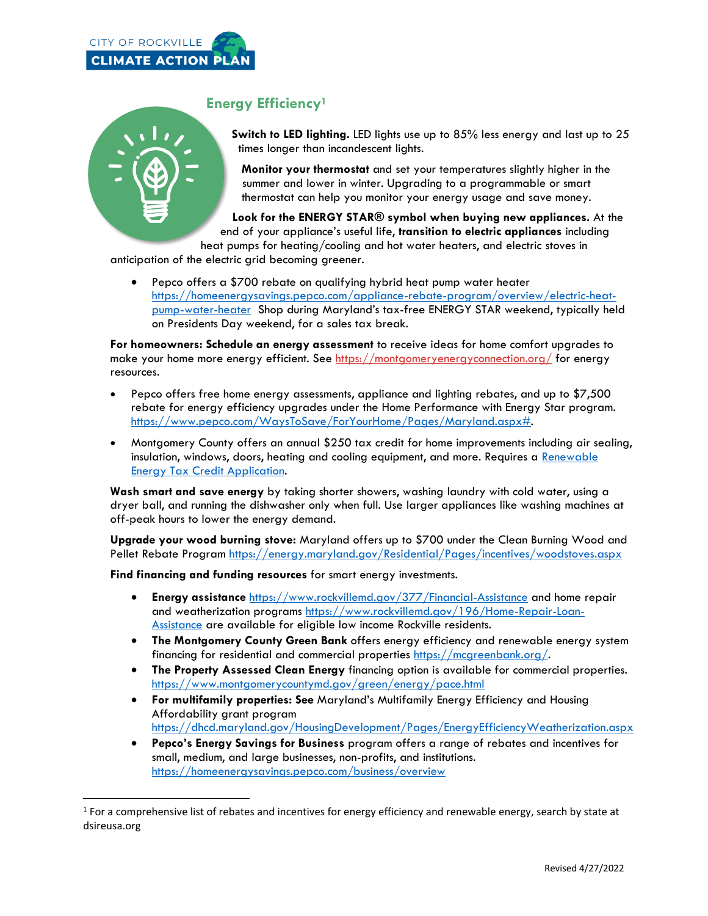## Energy Efficiency[1]

**Switch to LED lighting.** LED lights use up to 85% less energy and last up to 25 times longer than incandescent lights.

**Monitor your thermostat** and set your temperatures slightly higher in the summer and lower in winter. Upgrading to a programmable or smart thermostat can help you monitor your energy usage and save money.

**Look for the ENERGY STAR® symbol when buying new appliances.** At the end of your appliance's useful life, **transition to electric appliances** including heat pumps for heating/cooling and hot water heaters, and electric stoves in anticipation of the electric grid becoming greener.

- Pepco offers a $700 rebate on qualifying hybrid heat pump water heater https://homeenergysavings.pepco.com/appliance-rebate-program/overview/electric-heat-pump-water-heater Shop during Maryland's tax-free ENERGY STAR weekend, typically held on Presidents Day weekend, for a sales tax break.

**For homeowners: Schedule an energy assessment** to receive ideas for home comfort upgrades to make your home more energy efficient. See https://montgomeryenergyconnection.org/ for energy resources.

- Pepco offers free home energy assessments, appliance and lighting rebates, and up to $7,500 rebate for energy efficiency upgrades under the Home Performance with Energy Star program. https://www.pepco.com/WaysToSave/ForYourHome/Pages/Maryland.aspx#.
- Montgomery County offers an annual $250 tax credit for home improvements including air sealing, insulation, windows, doors, heating and cooling equipment, and more. Requires a Renewable Energy Tax Credit Application.

**Wash smart and save energy** by taking shorter showers, washing laundry with cold water, using a dryer ball, and running the dishwasher only when full. Use larger appliances like washing machines at off-peak hours to lower the energy demand.

**Upgrade your wood burning stove:** Maryland offers up to $700 under the Clean Burning Wood and Pellet Rebate Program https://energy.maryland.gov/Residential/Pages/incentives/woodstoves.aspx

**Find financing and funding resources** for smart energy investments.

- **Energy assistance** https://www.rockvillemd.gov/377/Financial-Assistance and home repair and weatherization programs https://www.rockvillemd.gov/196/Home-Repair-Loan-Assistance are available for eligible low income Rockville residents.
- **The Montgomery County Green Bank** offers energy efficiency and renewable energy system financing for residential and commercial properties https://mcgreenbank.org/.
- **The Property Assessed Clean Energy** financing option is available for commercial properties. https://www.montgomerycountymd.gov/green/energy/pace.html
- **For multifamily properties: See** Maryland's Multifamily Energy Efficiency and Housing Affordability grant program https://dhcd.maryland.gov/HousingDevelopment/Pages/EnergyEfficiencyWeatherization.aspx
- **Pepco's Energy Savings for Business** program offers a range of rebates and incentives for small, medium, and large businesses, non-profits, and institutions. https://homeenergysavings.pepco.com/business/overview

[1] For a comprehensive list of rebates and incentives for energy efficiency and renewable energy, search by state at dsireusa.org

Revised 4/27/2022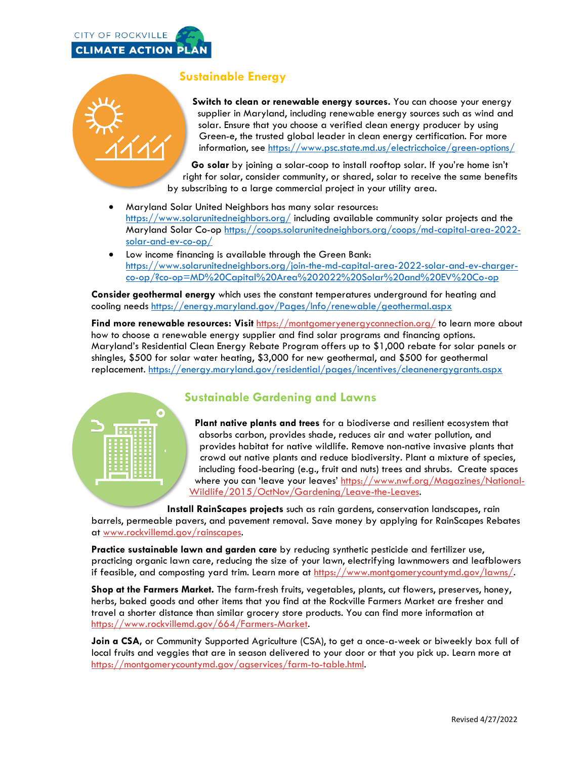CITY OF ROCKVILLE
CLIMATE ACTION PLAN

## Sustainable Energy

**Switch to clean or renewable energy sources.** You can choose your energy supplier in Maryland, including renewable energy sources such as wind and solar. Ensure that you choose a verified clean energy producer by using Green-e, the trusted global leader in clean energy certification. For more information, see https://www.psc.state.md.us/electricchoice/green-options/

**Go solar** by joining a solar-coop to install rooftop solar. If you're home isn't right for solar, consider community, or shared, solar to receive the same benefits by subscribing to a large commercial project in your utility area.

- Maryland Solar United Neighbors has many solar resources: https://www.solarunitedneighbors.org/ including available community solar projects and the Maryland Solar Co-op https://coops.solarunitedneighbors.org/coops/md-capital-area-2022-solar-and-ev-co-op/
- Low income financing is available through the Green Bank: https://www.solarunitedneighbors.org/join-the-md-capital-area-2022-solar-and-ev-charger-co-op/?co-op=MD%20Capital%20Area%202022%20Solar%20and%20EV%20Co-op

**Consider geothermal energy** which uses the constant temperatures underground for heating and cooling needs https://energy.maryland.gov/Pages/Info/renewable/geothermal.aspx

**Find more renewable resources: Visit** https://montgomeryenergyconnection.org/ to learn more about how to choose a renewable energy supplier and find solar programs and financing options. Maryland's Residential Clean Energy Rebate Program offers up to $1,000 rebate for solar panels or shingles, $500 for solar water heating, $3,000 for new geothermal, and $500 for geothermal replacement. https://energy.maryland.gov/residential/pages/incentives/cleanenergygrants.aspx

## Sustainable Gardening and Lawns

**Plant native plants and trees** for a biodiverse and resilient ecosystem that absorbs carbon, provides shade, reduces air and water pollution, and provides habitat for native wildlife. Remove non-native invasive plants that crowd out native plants and reduce biodiversity. Plant a mixture of species, including food-bearing (e.g., fruit and nuts) trees and shrubs. Create spaces where you can 'leave your leaves' https://www.nwf.org/Magazines/National-Wildlife/2015/OctNov/Gardening/Leave-the-Leaves.

**Install RainScapes projects** such as rain gardens, conservation landscapes, rain barrels, permeable pavers, and pavement removal. Save money by applying for RainScapes Rebates at www.rockvillemd.gov/rainscapes.

**Practice sustainable lawn and garden care** by reducing synthetic pesticide and fertilizer use, practicing organic lawn care, reducing the size of your lawn, electrifying lawnmowers and leafblowers if feasible, and composting yard trim. Learn more at https://www.montgomerycountymd.gov/lawns/.

**Shop at the Farmers Market.** The farm-fresh fruits, vegetables, plants, cut flowers, preserves, honey, herbs, baked goods and other items that you find at the Rockville Farmers Market are fresher and travel a shorter distance than similar grocery store products. You can find more information at https://www.rockvillemd.gov/664/Farmers-Market.

**Join a CSA**, or Community Supported Agriculture (CSA), to get a once-a-week or biweekly box full of local fruits and veggies that are in season delivered to your door or that you pick up. Learn more at https://montgomerycountymd.gov/agservices/farm-to-table.html.

Revised 4/27/2022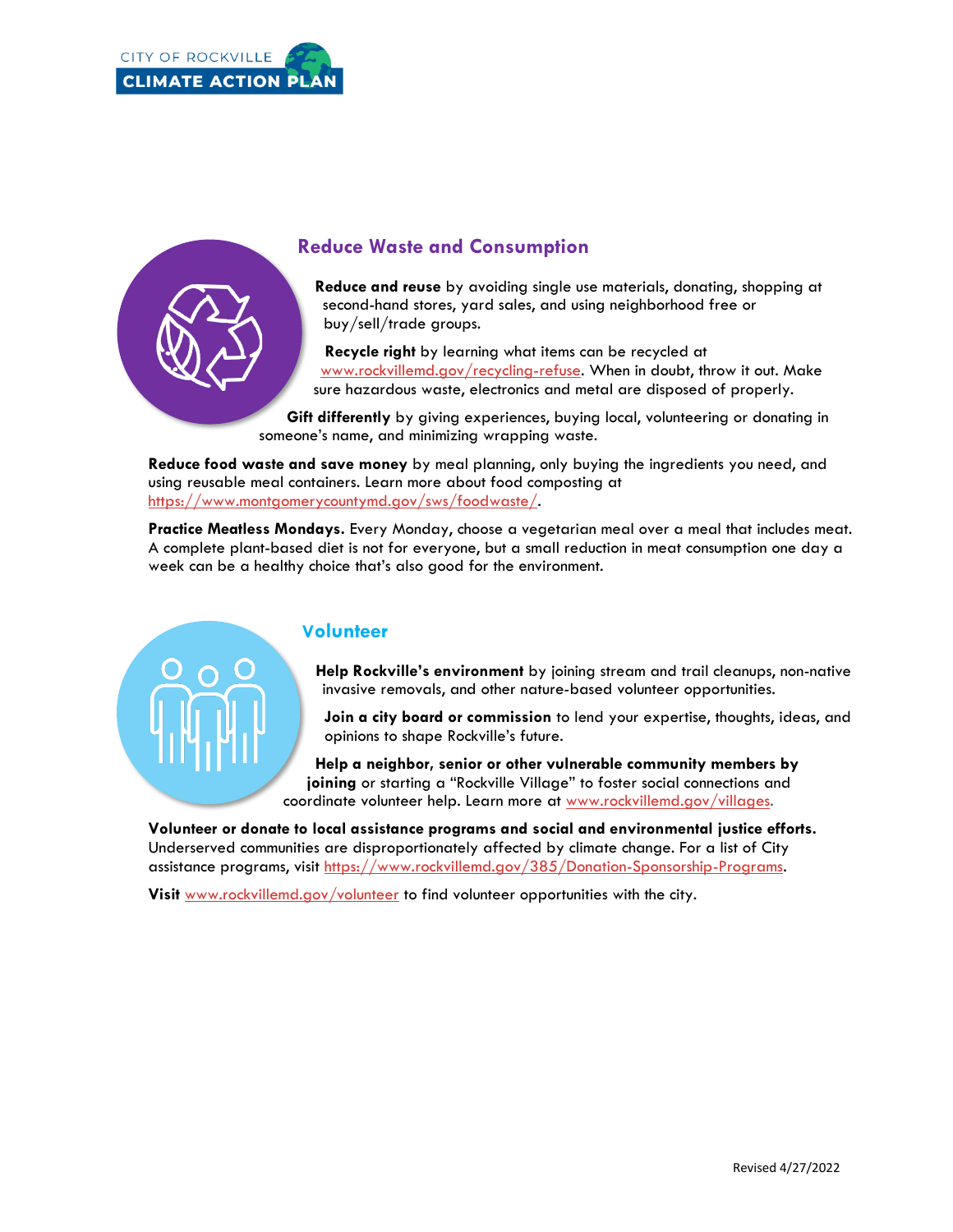## Reduce Waste and Consumption

**Reduce and reuse** by avoiding single use materials, donating, shopping at second-hand stores, yard sales, and using neighborhood free or buy/sell/trade groups.

**Recycle right** by learning what items can be recycled at www.rockvillemd.gov/recycling-refuse. When in doubt, throw it out. Make sure hazardous waste, electronics and metal are disposed of properly.

**Gift differently** by giving experiences, buying local, volunteering or donating in someone's name, and minimizing wrapping waste.

**Reduce food waste and save money** by meal planning, only buying the ingredients you need, and using reusable meal containers. Learn more about food composting at https://www.montgomerycountymd.gov/sws/foodwaste/.

**Practice Meatless Mondays.** Every Monday, choose a vegetarian meal over a meal that includes meat. A complete plant-based diet is not for everyone, but a small reduction in meat consumption one day a week can be a healthy choice that's also good for the environment.

## Volunteer

**Help Rockville's environment** by joining stream and trail cleanups, non-native invasive removals, and other nature-based volunteer opportunities.

**Join a city board or commission** to lend your expertise, thoughts, ideas, and opinions to shape Rockville's future.

**Help a neighbor, senior or other vulnerable community members by joining** or starting a "Rockville Village" to foster social connections and coordinate volunteer help. Learn more at www.rockvillemd.gov/villages.

**Volunteer or donate to local assistance programs and social and environmental justice efforts.** Underserved communities are disproportionately affected by climate change. For a list of City assistance programs, visit https://www.rockvillemd.gov/385/Donation-Sponsorship-Programs.

**Visit** www.rockvillemd.gov/volunteer to find volunteer opportunities with the city.

Revised 4/27/2022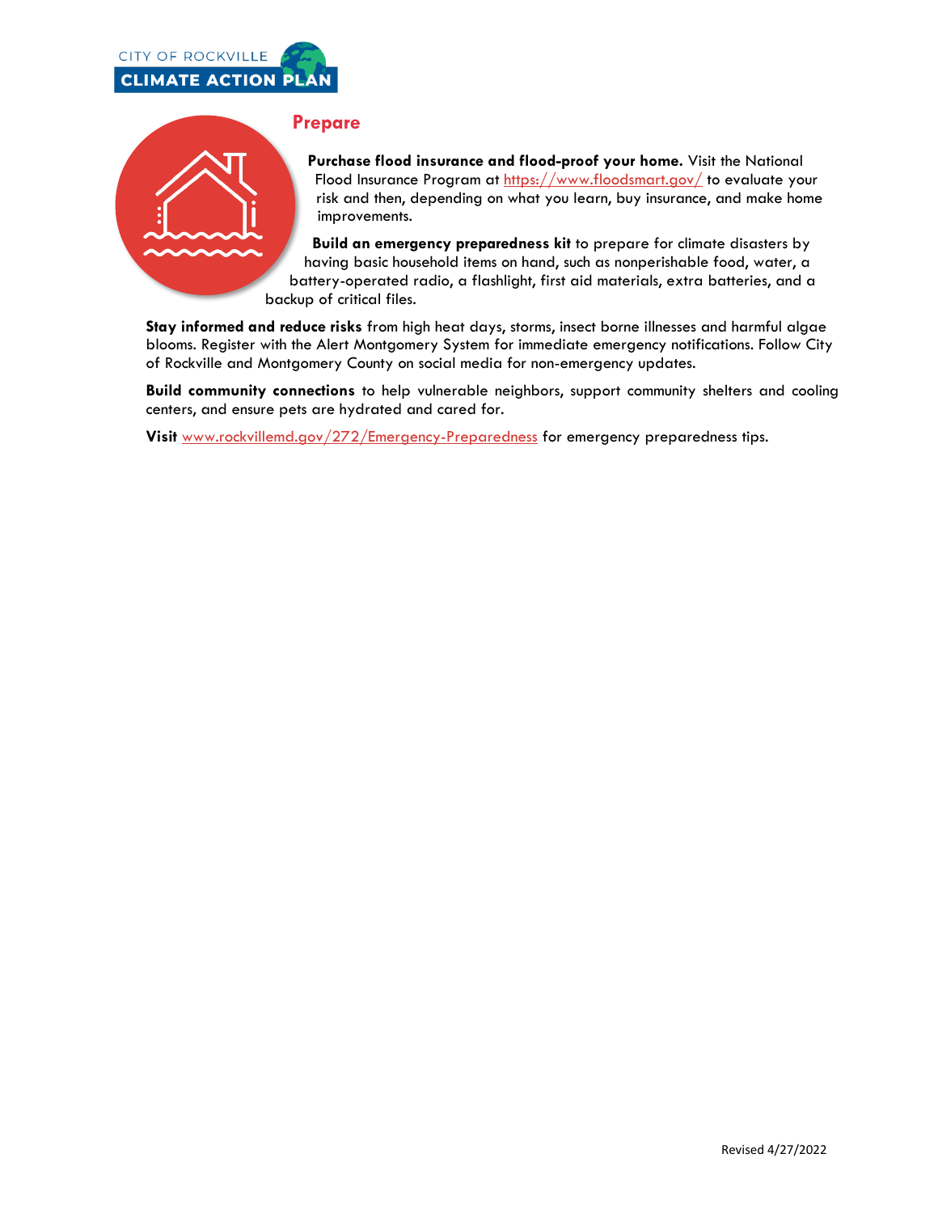## Prepare

**Purchase flood insurance and flood-proof your home.** Visit the National Flood Insurance Program at https://www.floodsmart.gov/ to evaluate your risk and then, depending on what you learn, buy insurance, and make home improvements.

**Build an emergency preparedness kit** to prepare for climate disasters by having basic household items on hand, such as nonperishable food, water, a battery-operated radio, a flashlight, first aid materials, extra batteries, and a backup of critical files.

**Stay informed and reduce risks** from high heat days, storms, insect borne illnesses and harmful algae blooms. Register with the Alert Montgomery System for immediate emergency notifications. Follow City of Rockville and Montgomery County on social media for non-emergency updates.

**Build community connections** to help vulnerable neighbors, support community shelters and cooling centers, and ensure pets are hydrated and cared for.

**Visit** www.rockvillemd.gov/272/Emergency-Preparedness for emergency preparedness tips.

Revised 4/27/2022